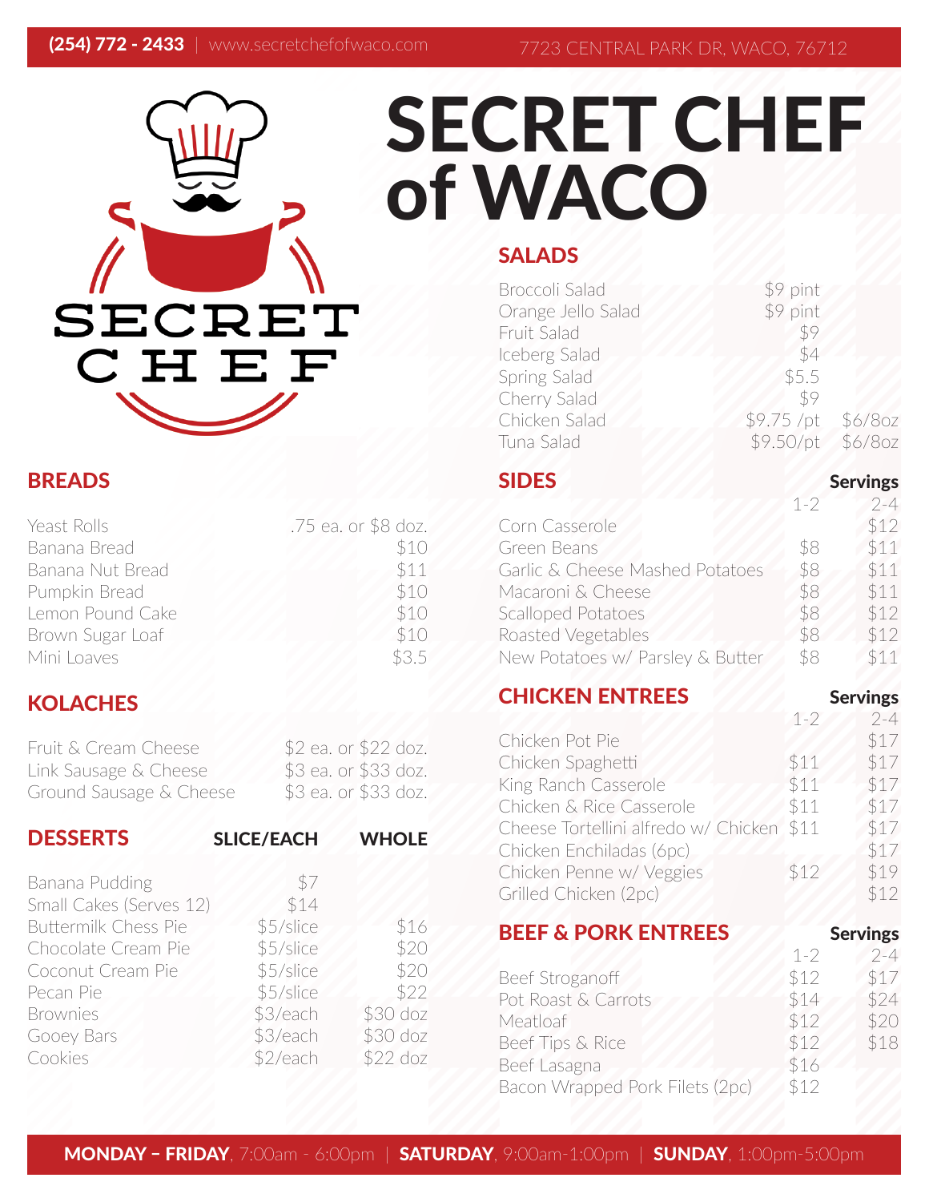(254) 772 - 2433 | www.secretchefofwaco.com 7723 CENTRAL PARK DR, WACO, 76712

# SECRET CHEF of WACO

SECRET CHEF

## BREADS

| Item | Price |
|---|---|
| Yeast Rolls | .75 ea. or $8 doz. |
| Banana Bread | $10 |
| Banana Nut Bread | $11 |
| Pumpkin Bread | $10 |
| Lemon Pound Cake | $10 |
| Brown Sugar Loaf | $10 |
| Mini Loaves | $3.5 |

## KOLACHES

| Item | Price |
|---|---|
| Fruit & Cream Cheese | $2 ea. or $22 doz. |
| Link Sausage & Cheese | $3 ea. or $33 doz. |
| Ground Sausage & Cheese | $3 ea. or $33 doz. |

## DESSERTS

| | SLICE/EACH | WHOLE |
|---|---|---|
| Banana Pudding | $7 | |
| Small Cakes (Serves 12) | $14 | |
| Buttermilk Chess Pie | $5/slice | $16 |
| Chocolate Cream Pie | $5/slice | $20 |
| Coconut Cream Pie | $5/slice | $20 |
| Pecan Pie | $5/slice | $22 |
| Brownies | $3/each | $30 doz |
| Gooey Bars | $3/each | $30 doz |
| Cookies | $2/each | $22 doz |

## SALADS

| Item | Price | |
|---|---|---|
| Broccoli Salad | $9 pint | |
| Orange Jello Salad | $9 pint | |
| Fruit Salad | $9 | |
| Iceberg Salad | $4 | |
| Spring Salad | $5.5 | |
| Cherry Salad | $9 | |
| Chicken Salad | $9.75 /pt | $6/8oz |
| Tuna Salad | $9.50/pt | $6/8oz |

## SIDES

| | Servings 1-2 | 2-4 |
|---|---|---|
| Corn Casserole | | $12 |
| Green Beans | $8 | $11 |
| Garlic & Cheese Mashed Potatoes | $8 | $11 |
| Macaroni & Cheese | $8 | $11 |
| Scalloped Potatoes | $8 | $12 |
| Roasted Vegetables | $8 | $12 |
| New Potatoes w/ Parsley & Butter | $8 | $11 |

## CHICKEN ENTREES

| | Servings 1-2 | 2-4 |
|---|---|---|
| Chicken Pot Pie | | $17 |
| Chicken Spaghetti | $11 | $17 |
| King Ranch Casserole | $11 | $17 |
| Chicken & Rice Casserole | $11 | $17 |
| Cheese Tortellini alfredo w/ Chicken | $11 | $17 |
| Chicken Enchiladas (6pc) | | $17 |
| Chicken Penne w/ Veggies | $12 | $19 |
| Grilled Chicken (2pc) | | $12 |

## BEEF & PORK ENTREES

| | Servings 1-2 | 2-4 |
|---|---|---|
| Beef Stroganoff | $12 | $17 |
| Pot Roast & Carrots | $14 | $24 |
| Meatloaf | $12 | $20 |
| Beef Tips & Rice | $12 | $18 |
| Beef Lasagna | $16 | |
| Bacon Wrapped Pork Filets (2pc) | $12 | |

**MONDAY – FRIDAY**, 7:00am - 6:00pm | **SATURDAY**, 9:00am-1:00pm | **SUNDAY**, 1:00pm-5:00pm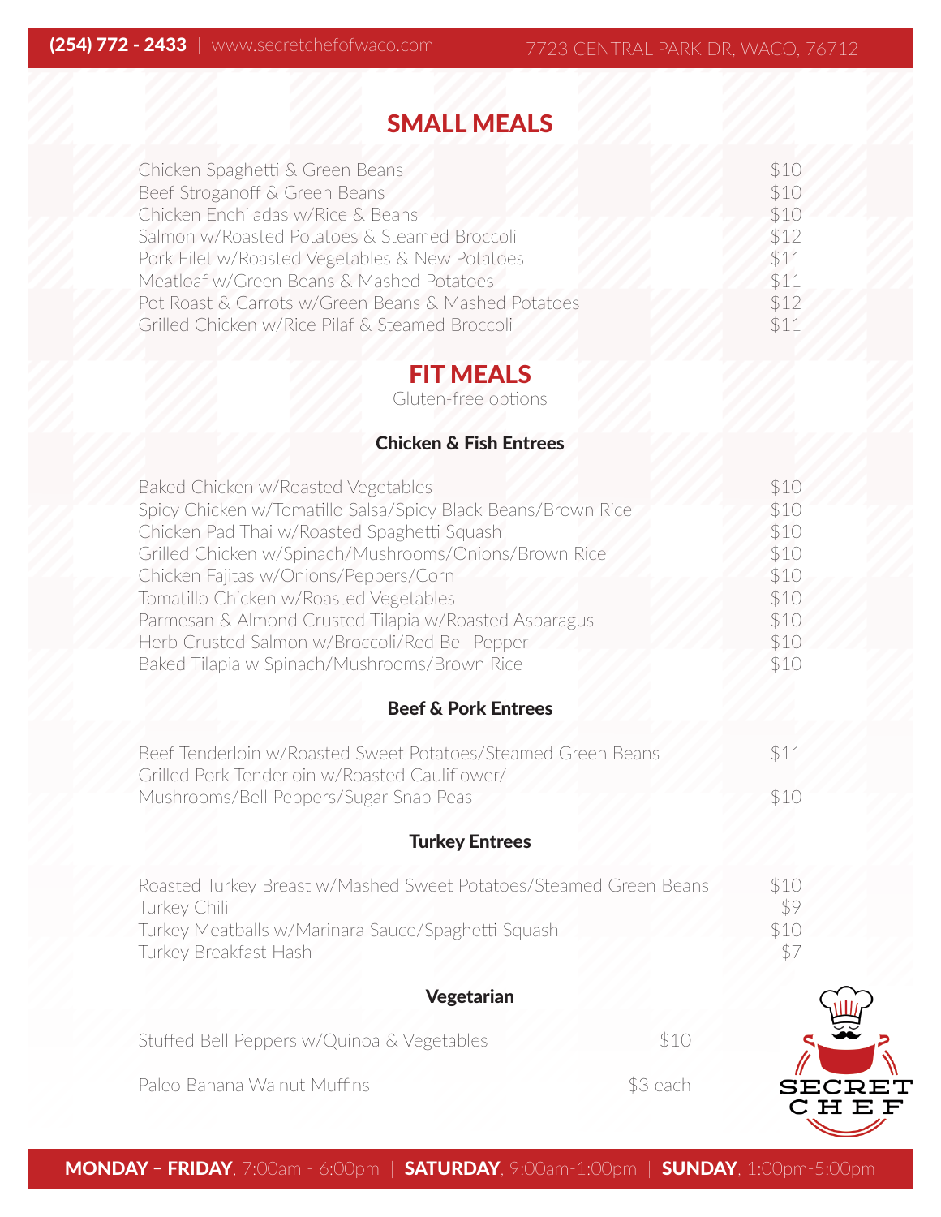(254) 772 - 2433 | www.secretchefofwaco.com 7723 CENTRAL PARK DR, WACO, 76712

## SMALL MEALS

| | |
|---|---|
| Chicken Spaghetti & Green Beans | $10 |
| Beef Stroganoff & Green Beans | $10 |
| Chicken Enchiladas w/Rice & Beans | $10 |
| Salmon w/Roasted Potatoes & Steamed Broccoli | $12 |
| Pork Filet w/Roasted Vegetables & New Potatoes | $11 |
| Meatloaf w/Green Beans & Mashed Potatoes | $11 |
| Pot Roast & Carrots w/Green Beans & Mashed Potatoes | $12 |
| Grilled Chicken w/Rice Pilaf & Steamed Broccoli | $11 |

## FIT MEALS

Gluten-free options

### Chicken & Fish Entrees

| | |
|---|---|
| Baked Chicken w/Roasted Vegetables | $10 |
| Spicy Chicken w/Tomatillo Salsa/Spicy Black Beans/Brown Rice | $10 |
| Chicken Pad Thai w/Roasted Spaghetti Squash | $10 |
| Grilled Chicken w/Spinach/Mushrooms/Onions/Brown Rice | $10 |
| Chicken Fajitas w/Onions/Peppers/Corn | $10 |
| Tomatillo Chicken w/Roasted Vegetables | $10 |
| Parmesan & Almond Crusted Tilapia w/Roasted Asparagus | $10 |
| Herb Crusted Salmon w/Broccoli/Red Bell Pepper | $10 |
| Baked Tilapia w Spinach/Mushrooms/Brown Rice | $10 |

### Beef & Pork Entrees

| | |
|---|---|
| Beef Tenderloin w/Roasted Sweet Potatoes/Steamed Green Beans | $11 |
| Grilled Pork Tenderloin w/Roasted Cauliflower/ Mushrooms/Bell Peppers/Sugar Snap Peas | $10 |

### Turkey Entrees

| | |
|---|---|
| Roasted Turkey Breast w/Mashed Sweet Potatoes/Steamed Green Beans | $10 |
| Turkey Chili | $9 |
| Turkey Meatballs w/Marinara Sauce/Spaghetti Squash | $10 |
| Turkey Breakfast Hash | $7 |

### Vegetarian

| | |
|---|---|
| Stuffed Bell Peppers w/Quinoa & Vegetables | $10 |
| Paleo Banana Walnut Muffins | $3 each |

SECRET CHEF

**MONDAY – FRIDAY**, 7:00am - 6:00pm | **SATURDAY**, 9:00am-1:00pm | **SUNDAY**, 1:00pm-5:00pm